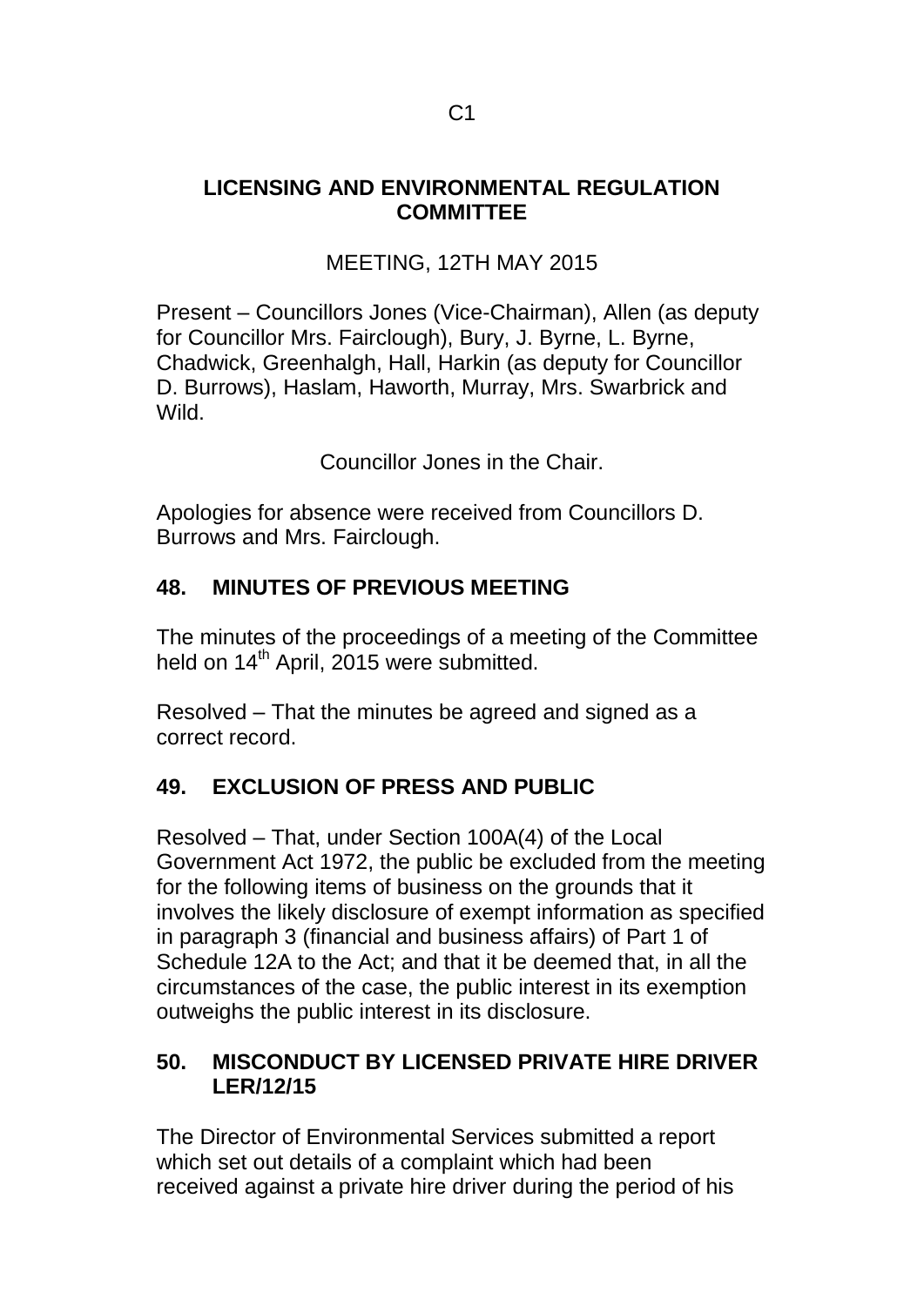# LICENSING AND ENVIRONMENTAL REGULATION COMMITTEE

MEETING, 12TH MAY 2015

Present – Councillors Jones (Vice-Chairman), Allen (as deputy for Councillor Mrs. Fairclough), Bury, J. Byrne, L. Byrne, Chadwick, Greenhalgh, Hall, Harkin (as deputy for Councillor D. Burrows), Haslam, Haworth, Murray, Mrs. Swarbrick and Wild.

Councillor Jones in the Chair.

Apologies for absence were received from Councillors D. Burrows and Mrs. Fairclough.

## 48. MINUTES OF PREVIOUS MEETING

The minutes of the proceedings of a meeting of the Committee held on 14th April, 2015 were submitted.

Resolved – That the minutes be agreed and signed as a correct record.

## 49. EXCLUSION OF PRESS AND PUBLIC

Resolved – That, under Section 100A(4) of the Local Government Act 1972, the public be excluded from the meeting for the following items of business on the grounds that it involves the likely disclosure of exempt information as specified in paragraph 3 (financial and business affairs) of Part 1 of Schedule 12A to the Act; and that it be deemed that, in all the circumstances of the case, the public interest in its exemption outweighs the public interest in its disclosure.

## 50. MISCONDUCT BY LICENSED PRIVATE HIRE DRIVER LER/12/15

The Director of Environmental Services submitted a report which set out details of a complaint which had been received against a private hire driver during the period of his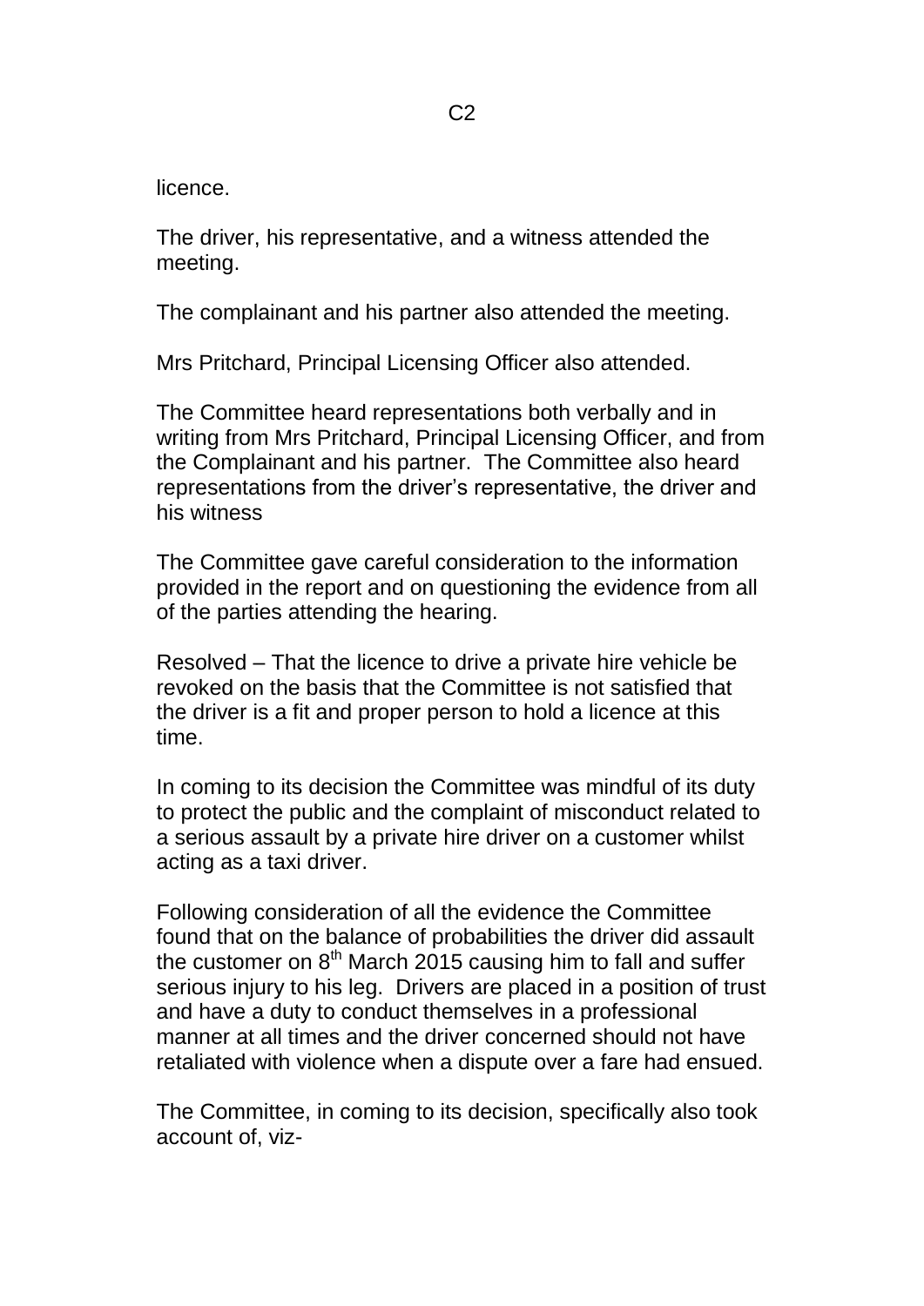licence.

The driver, his representative, and a witness attended the meeting.

The complainant and his partner also attended the meeting.

Mrs Pritchard, Principal Licensing Officer also attended.

The Committee heard representations both verbally and in writing from Mrs Pritchard, Principal Licensing Officer, and from the Complainant and his partner. The Committee also heard representations from the driver's representative, the driver and his witness

The Committee gave careful consideration to the information provided in the report and on questioning the evidence from all of the parties attending the hearing.

Resolved – That the licence to drive a private hire vehicle be revoked on the basis that the Committee is not satisfied that the driver is a fit and proper person to hold a licence at this time.

In coming to its decision the Committee was mindful of its duty to protect the public and the complaint of misconduct related to a serious assault by a private hire driver on a customer whilst acting as a taxi driver.

Following consideration of all the evidence the Committee found that on the balance of probabilities the driver did assault the customer on 8th March 2015 causing him to fall and suffer serious injury to his leg. Drivers are placed in a position of trust and have a duty to conduct themselves in a professional manner at all times and the driver concerned should not have retaliated with violence when a dispute over a fare had ensued.

The Committee, in coming to its decision, specifically also took account of, viz-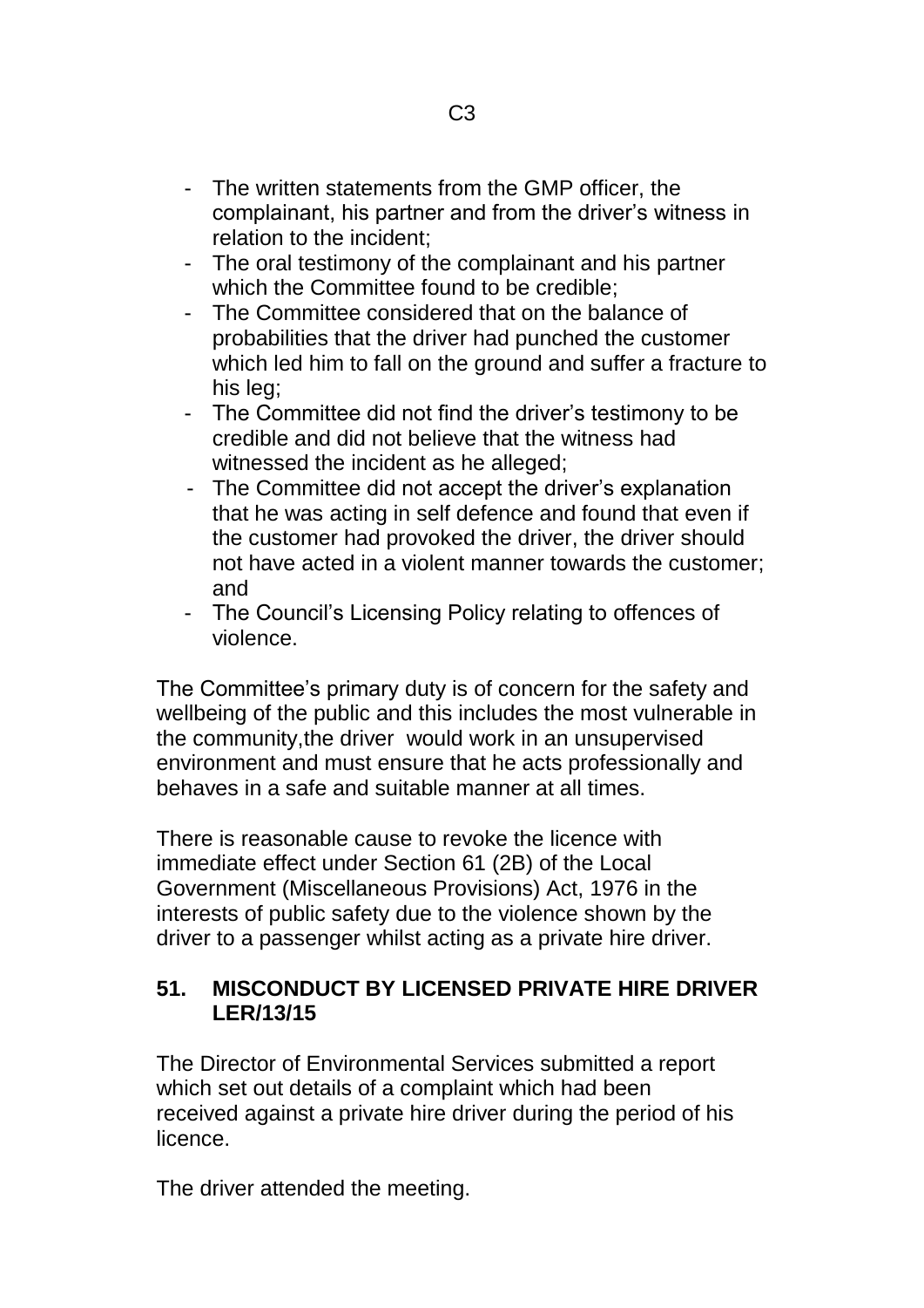- The written statements from the GMP officer, the complainant, his partner and from the driver's witness in relation to the incident;
- The oral testimony of the complainant and his partner which the Committee found to be credible;
- The Committee considered that on the balance of probabilities that the driver had punched the customer which led him to fall on the ground and suffer a fracture to his leg;
- The Committee did not find the driver's testimony to be credible and did not believe that the witness had witnessed the incident as he alleged;
- The Committee did not accept the driver's explanation that he was acting in self defence and found that even if the customer had provoked the driver, the driver should not have acted in a violent manner towards the customer; and
- The Council's Licensing Policy relating to offences of violence.

The Committee's primary duty is of concern for the safety and wellbeing of the public and this includes the most vulnerable in the community,the driver  would work in an unsupervised environment and must ensure that he acts professionally and behaves in a safe and suitable manner at all times.

There is reasonable cause to revoke the licence with immediate effect under Section 61 (2B) of the Local Government (Miscellaneous Provisions) Act, 1976 in the interests of public safety due to the violence shown by the driver to a passenger whilst acting as a private hire driver.

## 51. MISCONDUCT BY LICENSED PRIVATE HIRE DRIVER LER/13/15

The Director of Environmental Services submitted a report which set out details of a complaint which had been received against a private hire driver during the period of his licence.

The driver attended the meeting.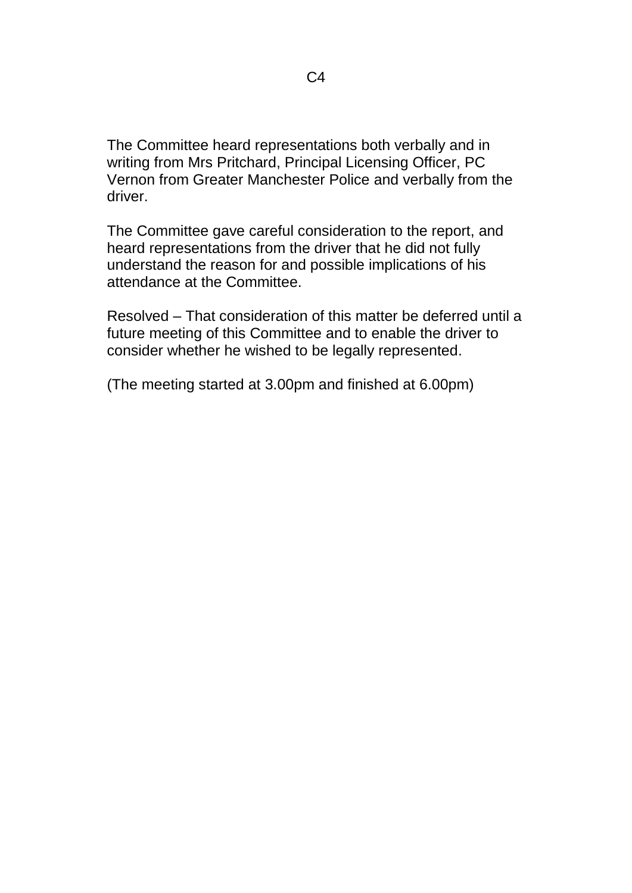The Committee heard representations both verbally and in writing from Mrs Pritchard, Principal Licensing Officer, PC Vernon from Greater Manchester Police and verbally from the driver.

The Committee gave careful consideration to the report, and heard representations from the driver that he did not fully understand the reason for and possible implications of his attendance at the Committee.

Resolved – That consideration of this matter be deferred until a future meeting of this Committee and to enable the driver to consider whether he wished to be legally represented.

(The meeting started at 3.00pm and finished at 6.00pm)